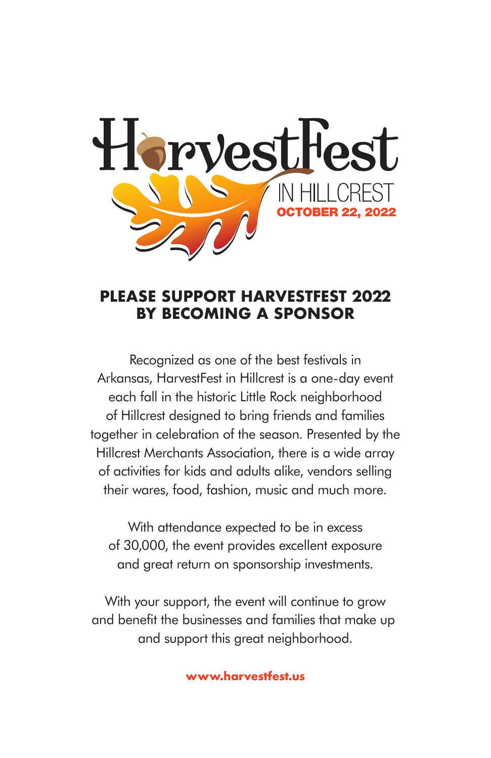# HarvestFest

IN HILLCREST

OCTOBER 22, 2022

## PLEASE SUPPORT HARVESTFEST 2022 BY BECOMING A SPONSOR

Recognized as one of the best festivals in Arkansas, HarvestFest in Hillcrest is a one-day event each fall in the historic Little Rock neighborhood of Hillcrest designed to bring friends and families together in celebration of the season. Presented by the Hillcrest Merchants Association, there is a wide array of activities for kids and adults alike, vendors selling their wares, food, fashion, music and much more.

With attendance expected to be in excess of 30,000, the event provides excellent exposure and great return on sponsorship investments.

With your support, the event will continue to grow and benefit the businesses and families that make up and support this great neighborhood.

**www.harvestfest.us**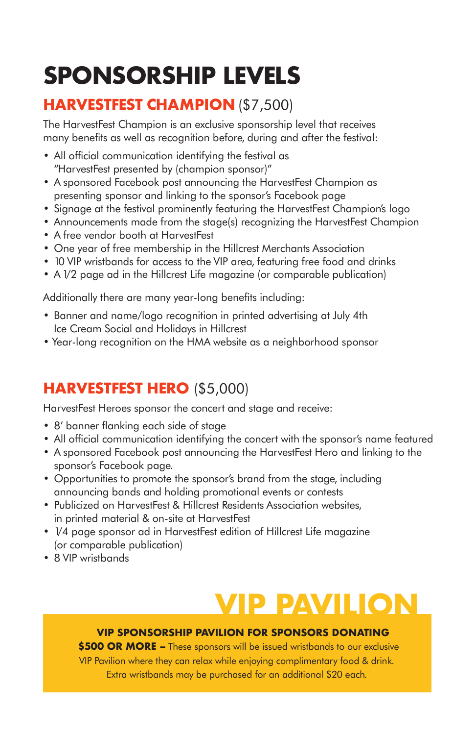# SPONSORSHIP LEVELS

## HARVESTFEST CHAMPION ($7,500)

The HarvestFest Champion is an exclusive sponsorship level that receives many benefits as well as recognition before, during and after the festival:

- All official communication identifying the festival as "HarvestFest presented by (champion sponsor)"
- A sponsored Facebook post announcing the HarvestFest Champion as presenting sponsor and linking to the sponsor's Facebook page
- Signage at the festival prominently featuring the HarvestFest Champion's logo
- Announcements made from the stage(s) recognizing the HarvestFest Champion
- A free vendor booth at HarvestFest
- One year of free membership in the Hillcrest Merchants Association
- 10 VIP wristbands for access to the VIP area, featuring free food and drinks
- A 1/2 page ad in the Hillcrest Life magazine (or comparable publication)

Additionally there are many year-long benefits including:

- Banner and name/logo recognition in printed advertising at July 4th Ice Cream Social and Holidays in Hillcrest
- Year-long recognition on the HMA website as a neighborhood sponsor

## HARVESTFEST HERO ($5,000)

HarvestFest Heroes sponsor the concert and stage and receive:

- 8' banner flanking each side of stage
- All official communication identifying the concert with the sponsor's name featured
- A sponsored Facebook post announcing the HarvestFest Hero and linking to the sponsor's Facebook page.
- Opportunities to promote the sponsor's brand from the stage, including announcing bands and holding promotional events or contests
- Publicized on HarvestFest & Hillcrest Residents Association websites, in printed material & on-site at HarvestFest
- 1/4 page sponsor ad in HarvestFest edition of Hillcrest Life magazine (or comparable publication)
- 8 VIP wristbands

## VIP PAVILION

**VIP SPONSORSHIP PAVILION FOR SPONSORS DONATING $500 OR MORE –** These sponsors will be issued wristbands to our exclusive VIP Pavilion where they can relax while enjoying complimentary food & drink. Extra wristbands may be purchased for an additional $20 each.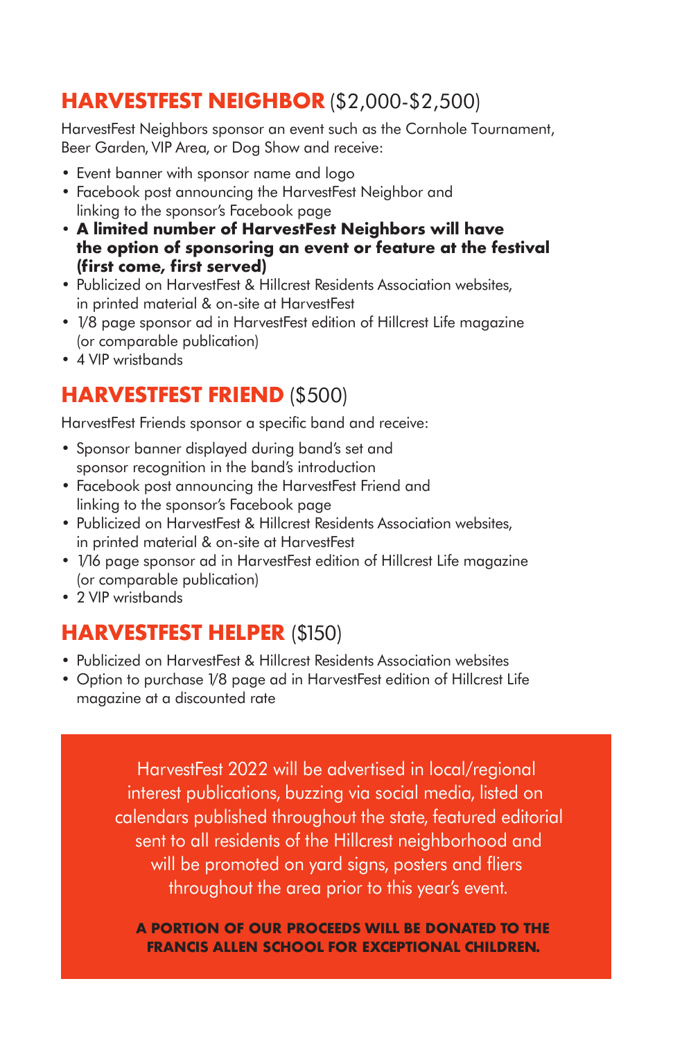## **HARVESTFEST NEIGHBOR** ($2,000-$2,500)

HarvestFest Neighbors sponsor an event such as the Cornhole Tournament, Beer Garden, VIP Area, or Dog Show and receive:

- Event banner with sponsor name and logo
- Facebook post announcing the HarvestFest Neighbor and linking to the sponsor's Facebook page
- **A limited number of HarvestFest Neighbors will have the option of sponsoring an event or feature at the festival (first come, first served)**
- Publicized on HarvestFest & Hillcrest Residents Association websites, in printed material & on-site at HarvestFest
- 1/8 page sponsor ad in HarvestFest edition of Hillcrest Life magazine (or comparable publication)
- 4 VIP wristbands

## **HARVESTFEST FRIEND** ($500)

HarvestFest Friends sponsor a specific band and receive:

- Sponsor banner displayed during band's set and sponsor recognition in the band's introduction
- Facebook post announcing the HarvestFest Friend and linking to the sponsor's Facebook page
- Publicized on HarvestFest & Hillcrest Residents Association websites, in printed material & on-site at HarvestFest
- 1/16 page sponsor ad in HarvestFest edition of Hillcrest Life magazine (or comparable publication)
- 2 VIP wristbands

## **HARVESTFEST HELPER** ($150)

- Publicized on HarvestFest & Hillcrest Residents Association websites
- Option to purchase 1/8 page ad in HarvestFest edition of Hillcrest Life magazine at a discounted rate

HarvestFest 2022 will be advertised in local/regional interest publications, buzzing via social media, listed on calendars published throughout the state, featured editorial sent to all residents of the Hillcrest neighborhood and will be promoted on yard signs, posters and fliers throughout the area prior to this year's event.

**A PORTION OF OUR PROCEEDS WILL BE DONATED TO THE FRANCIS ALLEN SCHOOL FOR EXCEPTIONAL CHILDREN.**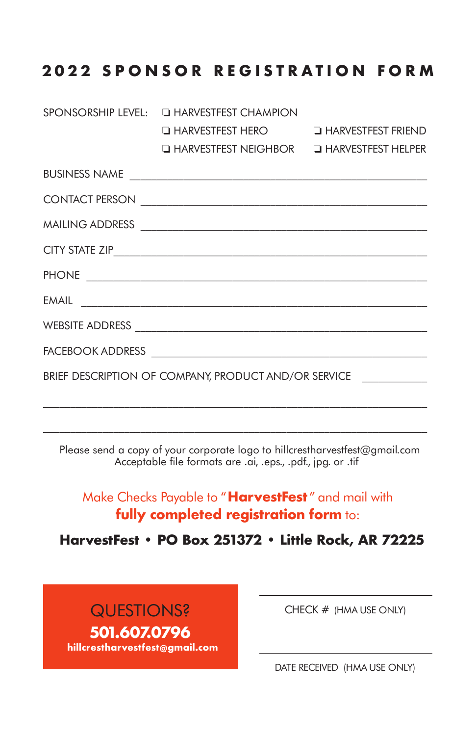# 2022 SPONSOR REGISTRATION FORM

SPONSORSHIP LEVEL:

- ❏ HARVESTFEST CHAMPION
- ❏ HARVESTFEST HERO
- ❏ HARVESTFEST FRIEND
- ❏ HARVESTFEST NEIGHBOR
- ❏ HARVESTFEST HELPER

BUSINESS NAME ______________________________________________

CONTACT PERSON ______________________________________________

MAILING ADDRESS ______________________________________________

CITY STATE ZIP ______________________________________________

PHONE ______________________________________________

EMAIL ______________________________________________

WEBSITE ADDRESS ______________________________________________

FACEBOOK ADDRESS ______________________________________________

BRIEF DESCRIPTION OF COMPANY, PRODUCT AND/OR SERVICE ___________

______________________________________________________________

______________________________________________________________

Please send a copy of your corporate logo to hillcrestharvestfest@gmail.com
Acceptable file formats are .ai, .eps., .pdf., jpg. or .tif

Make Checks Payable to "**HarvestFest**" and mail with **fully completed registration form** to:

**HarvestFest • PO Box 251372 • Little Rock, AR 72225**

QUESTIONS?
**501.607.0796**
**hillcrestharvestfest@gmail.com**

CHECK # (HMA USE ONLY)

DATE RECEIVED (HMA USE ONLY)